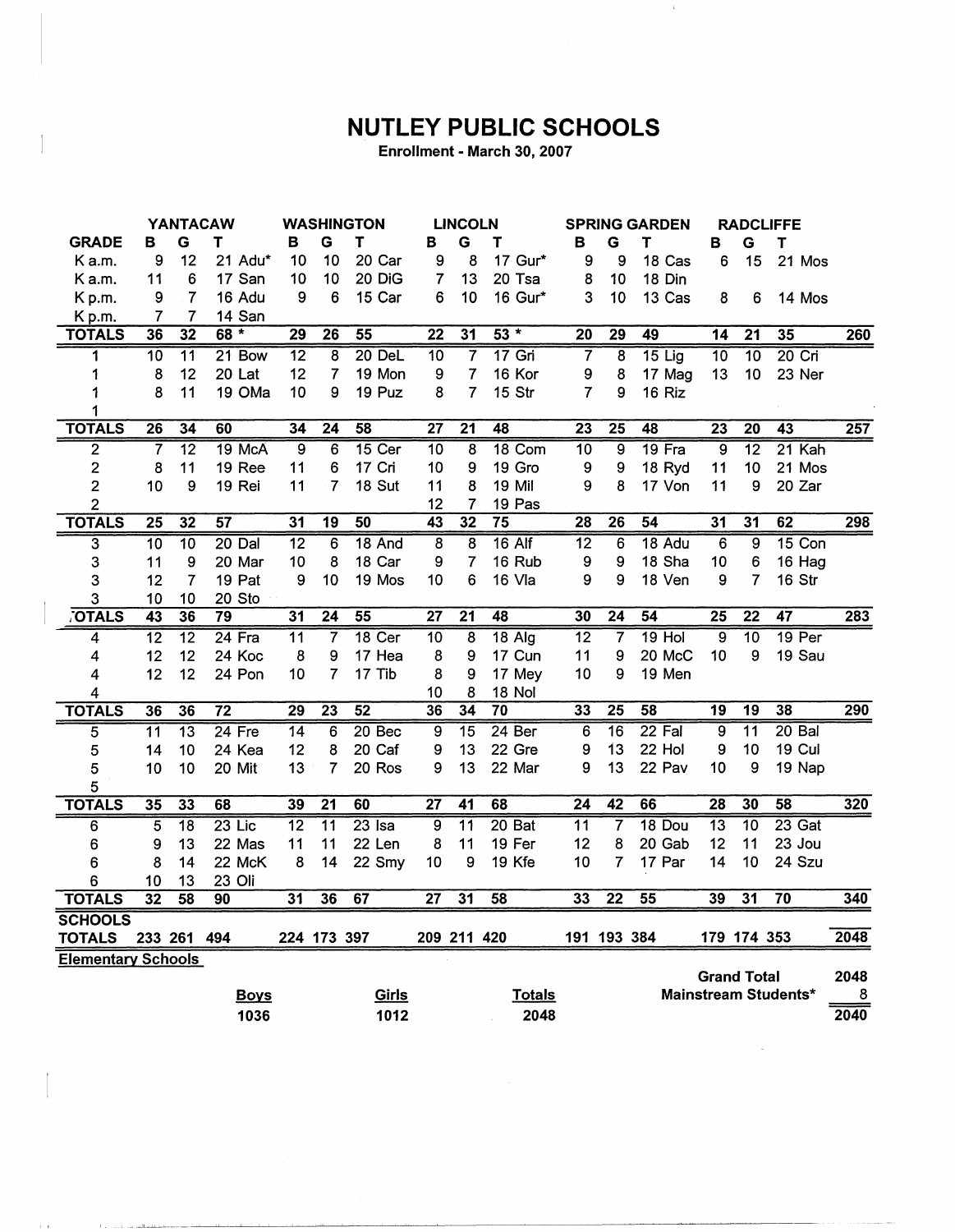# NUTLEY PUBLIC SCHOOLS

**Enrollment - March 30, 2007**

| GRADE | YANTACAW B | G | T | | WASHINGTON B | G | T | | LINCOLN B | G | T | | SPRING GARDEN B | G | T | | RADCLIFFE B | G | T | | |
|---|---|---|---|---|---|---|---|---|---|---|---|---|---|---|---|---|---|---|---|---|---|
| K a.m. | 9 | 12 | 21 | Adu* | 10 | 10 | 20 | Car | 9 | 8 | 17 | Gur* | 9 | 9 | 18 | Cas | 6 | 15 | 21 | Mos | |
| K a.m. | 11 | 6 | 17 | San | 10 | 10 | 20 | DiG | 7 | 13 | 20 | Tsa | 8 | 10 | 18 | Din | | | | | |
| K p.m. | 9 | 7 | 16 | Adu | 9 | 6 | 15 | Car | 6 | 10 | 16 | Gur* | 3 | 10 | 13 | Cas | 8 | 6 | 14 | Mos | |
| K p.m. | 7 | 7 | 14 | San | | | | | | | | | | | | | | | | | |
| **TOTALS** | **36** | **32** | **68 *** | | **29** | **26** | **55** | | **22** | **31** | **53 *** | | **20** | **29** | **49** | | **14** | **21** | **35** | | **260** |
| 1 | 10 | 11 | 21 | Bow | 12 | 8 | 20 | DeL | 10 | 7 | 17 | Gri | 7 | 8 | 15 | Lig | 10 | 10 | 20 | Cri | |
| 1 | 8 | 12 | 20 | Lat | 12 | 7 | 19 | Mon | 9 | 7 | 16 | Kor | 9 | 8 | 17 | Mag | 13 | 10 | 23 | Ner | |
| 1 | 8 | 11 | 19 | OMa | 10 | 9 | 19 | Puz | 8 | 7 | 15 | Str | 7 | 9 | 16 | Riz | | | | | |
| 1 | | | | | | | | | | | | | | | | | | | | | |
| **TOTALS** | **26** | **34** | **60** | | **34** | **24** | **58** | | **27** | **21** | **48** | | **23** | **25** | **48** | | **23** | **20** | **43** | | **257** |
| 2 | 7 | 12 | 19 | McA | 9 | 6 | 15 | Cer | 10 | 8 | 18 | Com | 10 | 9 | 19 | Fra | 9 | 12 | 21 | Kah | |
| 2 | 8 | 11 | 19 | Ree | 11 | 6 | 17 | Cri | 10 | 9 | 19 | Gro | 9 | 9 | 18 | Ryd | 11 | 10 | 21 | Mos | |
| 2 | 10 | 9 | 19 | Rei | 11 | 7 | 18 | Sut | 11 | 8 | 19 | Mil | 9 | 8 | 17 | Von | 11 | 9 | 20 | Zar | |
| 2 | | | | | | | | | 12 | 7 | 19 | Pas | | | | | | | | | |
| **TOTALS** | **25** | **32** | **57** | | **31** | **19** | **50** | | **43** | **32** | **75** | | **28** | **26** | **54** | | **31** | **31** | **62** | | **298** |
| 3 | 10 | 10 | 20 | Dal | 12 | 6 | 18 | And | 8 | 8 | 16 | Alf | 12 | 6 | 18 | Adu | 6 | 9 | 15 | Con | |
| 3 | 11 | 9 | 20 | Mar | 10 | 8 | 18 | Car | 9 | 7 | 16 | Rub | 9 | 9 | 18 | Sha | 10 | 6 | 16 | Hag | |
| 3 | 12 | 7 | 19 | Pat | 9 | 10 | 19 | Mos | 10 | 6 | 16 | Vla | 9 | 9 | 18 | Ven | 9 | 7 | 16 | Str | |
| 3 | 10 | 10 | 20 | Sto | | | | | | | | | | | | | | | | | |
| **TOTALS** | **43** | **36** | **79** | | **31** | **24** | **55** | | **27** | **21** | **48** | | **30** | **24** | **54** | | **25** | **22** | **47** | | **283** |
| 4 | 12 | 12 | 24 | Fra | 11 | 7 | 18 | Cer | 10 | 8 | 18 | Alg | 12 | 7 | 19 | Hol | 9 | 10 | 19 | Per | |
| 4 | 12 | 12 | 24 | Koc | 8 | 9 | 17 | Hea | 8 | 9 | 17 | Cun | 11 | 9 | 20 | McC | 10 | 9 | 19 | Sau | |
| 4 | 12 | 12 | 24 | Pon | 10 | 7 | 17 | Tib | 8 | 9 | 17 | Mey | 10 | 9 | 19 | Men | | | | | |
| 4 | | | | | | | | | 10 | 8 | 18 | Nol | | | | | | | | | |
| **TOTALS** | **36** | **36** | **72** | | **29** | **23** | **52** | | **36** | **34** | **70** | | **33** | **25** | **58** | | **19** | **19** | **38** | | **290** |
| 5 | 11 | 13 | 24 | Fre | 14 | 6 | 20 | Bec | 9 | 15 | 24 | Ber | 6 | 16 | 22 | Fal | 9 | 11 | 20 | Bal | |
| 5 | 14 | 10 | 24 | Kea | 12 | 8 | 20 | Caf | 9 | 13 | 22 | Gre | 9 | 13 | 22 | Hol | 9 | 10 | 19 | Cul | |
| 5 | 10 | 10 | 20 | Mit | 13 | 7 | 20 | Ros | 9 | 13 | 22 | Mar | 9 | 13 | 22 | Pav | 10 | 9 | 19 | Nap | |
| 5 | | | | | | | | | | | | | | | | | | | | | |
| **TOTALS** | **35** | **33** | **68** | | **39** | **21** | **60** | | **27** | **41** | **68** | | **24** | **42** | **66** | | **28** | **30** | **58** | | **320** |
| 6 | 5 | 18 | 23 | Lic | 12 | 11 | 23 | Isa | 9 | 11 | 20 | Bat | 11 | 7 | 18 | Dou | 13 | 10 | 23 | Gat | |
| 6 | 9 | 13 | 22 | Mas | 11 | 11 | 22 | Len | 8 | 11 | 19 | Fer | 12 | 8 | 20 | Gab | 12 | 11 | 23 | Jou | |
| 6 | 8 | 14 | 22 | McK | 8 | 14 | 22 | Smy | 10 | 9 | 19 | Kfe | 10 | 7 | 17 | Par | 14 | 10 | 24 | Szu | |
| 6 | 10 | 13 | 23 | Oli | | | | | | | | | | | | | | | | | |
| **TOTALS** | **32** | **58** | **90** | | **31** | **36** | **67** | | **27** | **31** | **58** | | **33** | **22** | **55** | | **39** | **31** | **70** | | **340** |
| **SCHOOLS TOTALS** | **233** | **261** | **494** | | **224** | **173** | **397** | | **209** | **211** | **420** | | **191** | **193** | **384** | | **179** | **174** | **353** | | **2048** |

**Elementary Schools**

| Boys | Girls | Totals |
|---|---|---|
| 1036 | 1012 | 2048 |

| | |
|---|---|
| **Grand Total** | **2048** |
| **Mainstream Students*** | **8** |
| | **2040** |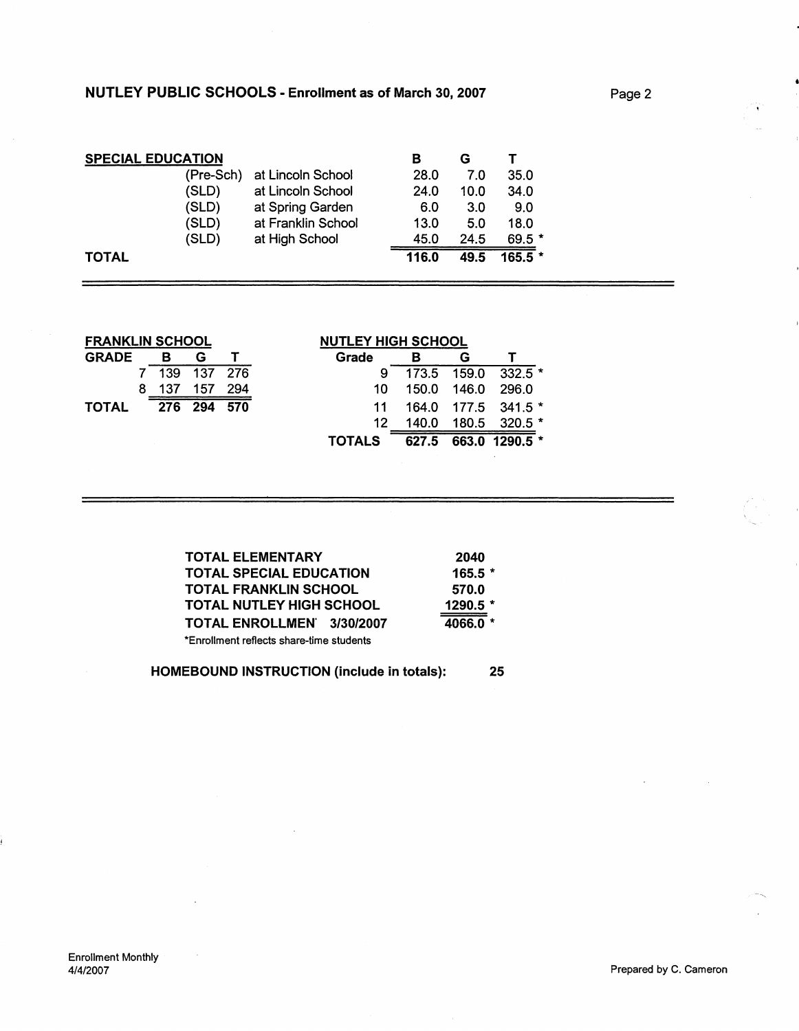## NUTLEY PUBLIC SCHOOLS - Enrollment as of March 30, 2007

| SPECIAL EDUCATION | | | B | G | T |
|---|---|---|---|---|---|
| | (Pre-Sch) | at Lincoln School | 28.0 | 7.0 | 35.0 |
| | (SLD) | at Lincoln School | 24.0 | 10.0 | 34.0 |
| | (SLD) | at Spring Garden | 6.0 | 3.0 | 9.0 |
| | (SLD) | at Franklin School | 13.0 | 5.0 | 18.0 |
| | (SLD) | at High School | 45.0 | 24.5 | 69.5 * |
| **TOTAL** | | | **116.0** | **49.5** | **165.5 *** |

**FRANKLIN SCHOOL**

| GRADE | B | G | T |
|---|---|---|---|
| 7 | 139 | 137 | 276 |
| 8 | 137 | 157 | 294 |
| **TOTAL** | **276** | **294** | **570** |

**NUTLEY HIGH SCHOOL**

| Grade | B | G | T |
|---|---|---|---|
| 9 | 173.5 | 159.0 | 332.5 * |
| 10 | 150.0 | 146.0 | 296.0 |
| 11 | 164.0 | 177.5 | 341.5 * |
| 12 | 140.0 | 180.5 | 320.5 * |
| **TOTALS** | **627.5** | **663.0** | **1290.5 *** |

| | |
|---|---|
| **TOTAL ELEMENTARY** | **2040** |
| **TOTAL SPECIAL EDUCATION** | **165.5 *** |
| **TOTAL FRANKLIN SCHOOL** | **570.0** |
| **TOTAL NUTLEY HIGH SCHOOL** | **1290.5 *** |
| **TOTAL ENROLLMEN' 3/30/2007** | **4066.0 *** |

*Enrollment reflects share-time students

**HOMEBOUND INSTRUCTION (include in totals): 25**

Enrollment Monthly
4/4/2007

Prepared by C. Cameron